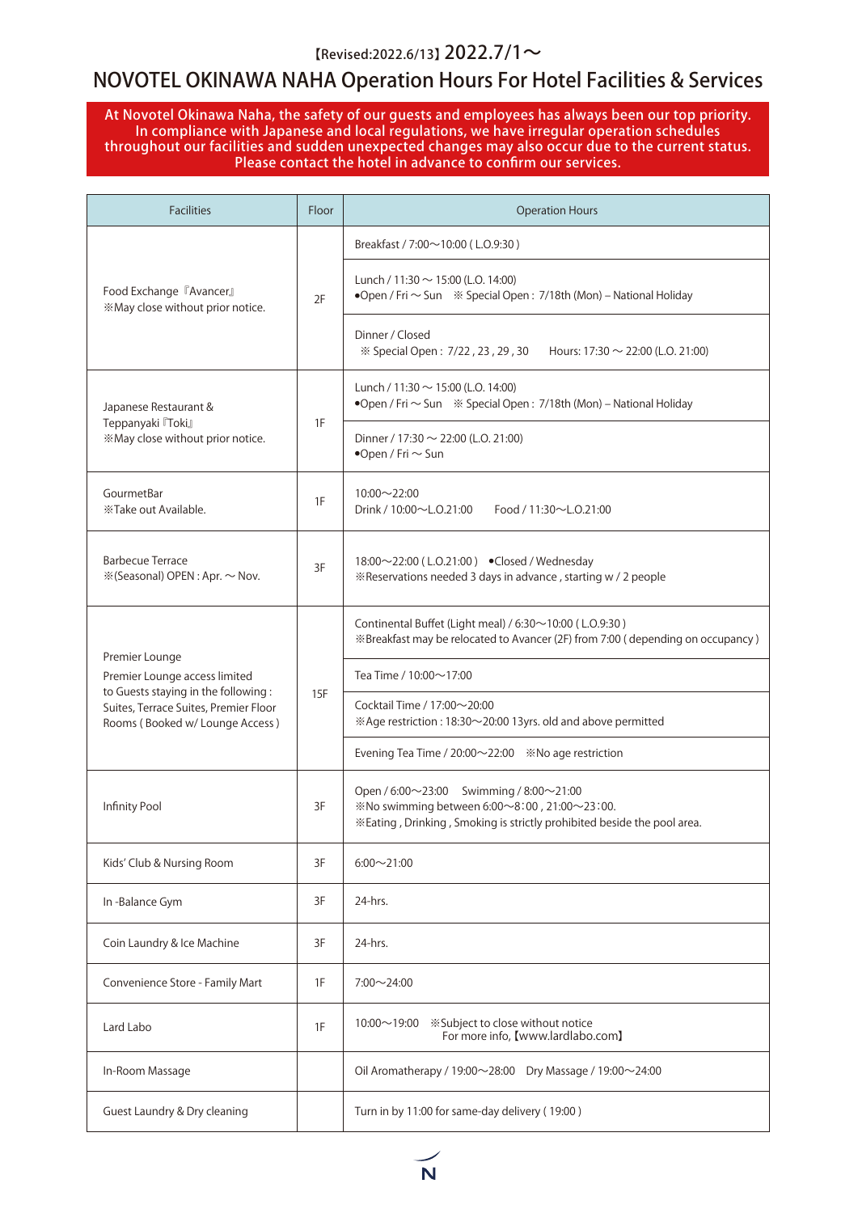【Revised:2022.6/13】2022.7/1～

# NOVOTEL OKINAWA NAHA Operation Hours For Hotel Facilities & Services

**At Novotel Okinawa Naha, the safety of our guests and employees has always been our top priority. In compliance with Japanese and local regulations, we have irregular operation schedules throughout our facilities and sudden unexpected changes may also occur due to the current status. Please contact the hotel in advance to confirm our services.**

| Facilities | Floor | Operation Hours |
|---|---|---|
| Food Exchange『Avancer』 ※May close without prior notice. | 2F | Breakfast / 7:00～10:00 ( L.O.9:30 ) |
| | | Lunch / 11:30 ～ 15:00 (L.O. 14:00) ●Open / Fri ～ Sun ※ Special Open : 7/18th (Mon) – National Holiday |
| | | Dinner / Closed ※ Special Open : 7/22 , 23 , 29 , 30 Hours: 17:30 ～ 22:00 (L.O. 21:00) |
| Japanese Restaurant & Teppanyaki『Toki』 ※May close without prior notice. | 1F | Lunch / 11:30 ～ 15:00 (L.O. 14:00) ●Open / Fri ～ Sun ※ Special Open : 7/18th (Mon) – National Holiday |
| | | Dinner / 17:30 ～ 22:00 (L.O. 21:00) ●Open / Fri ～ Sun |
| GourmetBar ※Take out Available. | 1F | 10:00～22:00 Drink / 10:00～L.O.21:00 Food / 11:30～L.O.21:00 |
| Barbecue Terrace ※(Seasonal) OPEN : Apr. ～ Nov. | 3F | 18:00～22:00 ( L.O.21:00 ) ●Closed / Wednesday ※Reservations needed 3 days in advance , starting w / 2 people |
| Premier Lounge Premier Lounge access limited to Guests staying in the following : Suites, Terrace Suites, Premier Floor Rooms ( Booked w/ Lounge Access ) | 15F | Continental Buffet (Light meal) / 6:30～10:00 ( L.O.9:30 ) ※Breakfast may be relocated to Avancer (2F) from 7:00 ( depending on occupancy ) |
| | | Tea Time / 10:00～17:00 |
| | | Cocktail Time / 17:00～20:00 ※Age restriction : 18:30～20:00 13yrs. old and above permitted |
| | | Evening Tea Time / 20:00～22:00 ※No age restriction |
| Infinity Pool | 3F | Open / 6:00～23:00 Swimming / 8:00～21:00 ※No swimming between 6:00～8:00 , 21:00～23:00. ※Eating , Drinking , Smoking is strictly prohibited beside the pool area. |
| Kids' Club & Nursing Room | 3F | 6:00～21:00 |
| In -Balance Gym | 3F | 24-hrs. |
| Coin Laundry & Ice Machine | 3F | 24-hrs. |
| Convenience Store - Family Mart | 1F | 7:00～24:00 |
| Lard Labo | 1F | 10:00～19:00 ※Subject to close without notice For more info,【www.lardlabo.com】 |
| In-Room Massage | | Oil Aromatherapy / 19:00～28:00 Dry Massage / 19:00～24:00 |
| Guest Laundry & Dry cleaning | | Turn in by 11:00 for same-day delivery ( 19:00 ) |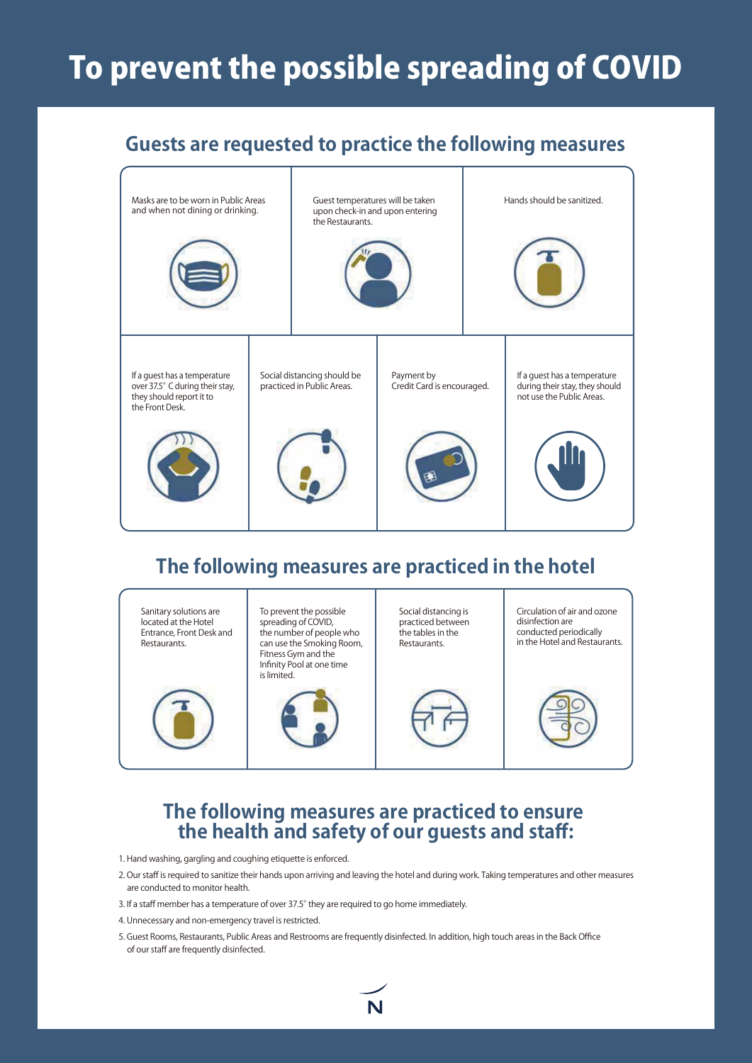# To prevent the possible spreading of COVID

## Guests are requested to practice the following measures

Masks are to be worn in Public Areas and when not dining or drinking.

Guest temperatures will be taken upon check-in and upon entering the Restaurants.

Hands should be sanitized.

If a guest has a temperature over 37.5° C during their stay, they should report it to the Front Desk.

Social distancing should be practiced in Public Areas.

Payment by Credit Card is encouraged.

If a guest has a temperature during their stay, they should not use the Public Areas.

## The following measures are practiced in the hotel

Sanitary solutions are located at the Hotel Entrance, Front Desk and Restaurants.

To prevent the possible spreading of COVID, the number of people who can use the Smoking Room, Fitness Gym and the Infinity Pool at one time is limited.

Social distancing is practiced between the tables in the Restaurants.

Circulation of air and ozone disinfection are conducted periodically in the Hotel and Restaurants.

## The following measures are practiced to ensure the health and safety of our guests and staff:

1. Hand washing, gargling and coughing etiquette is enforced.
2. Our staff is required to sanitize their hands upon arriving and leaving the hotel and during work. Taking temperatures and other measures are conducted to monitor health.
3. If a staff member has a temperature of over 37.5° they are required to go home immediately.
4. Unnecessary and non-emergency travel is restricted.
5. Guest Rooms, Restaurants, Public Areas and Restrooms are frequently disinfected. In addition, high touch areas in the Back Office of our staff are frequently disinfected.